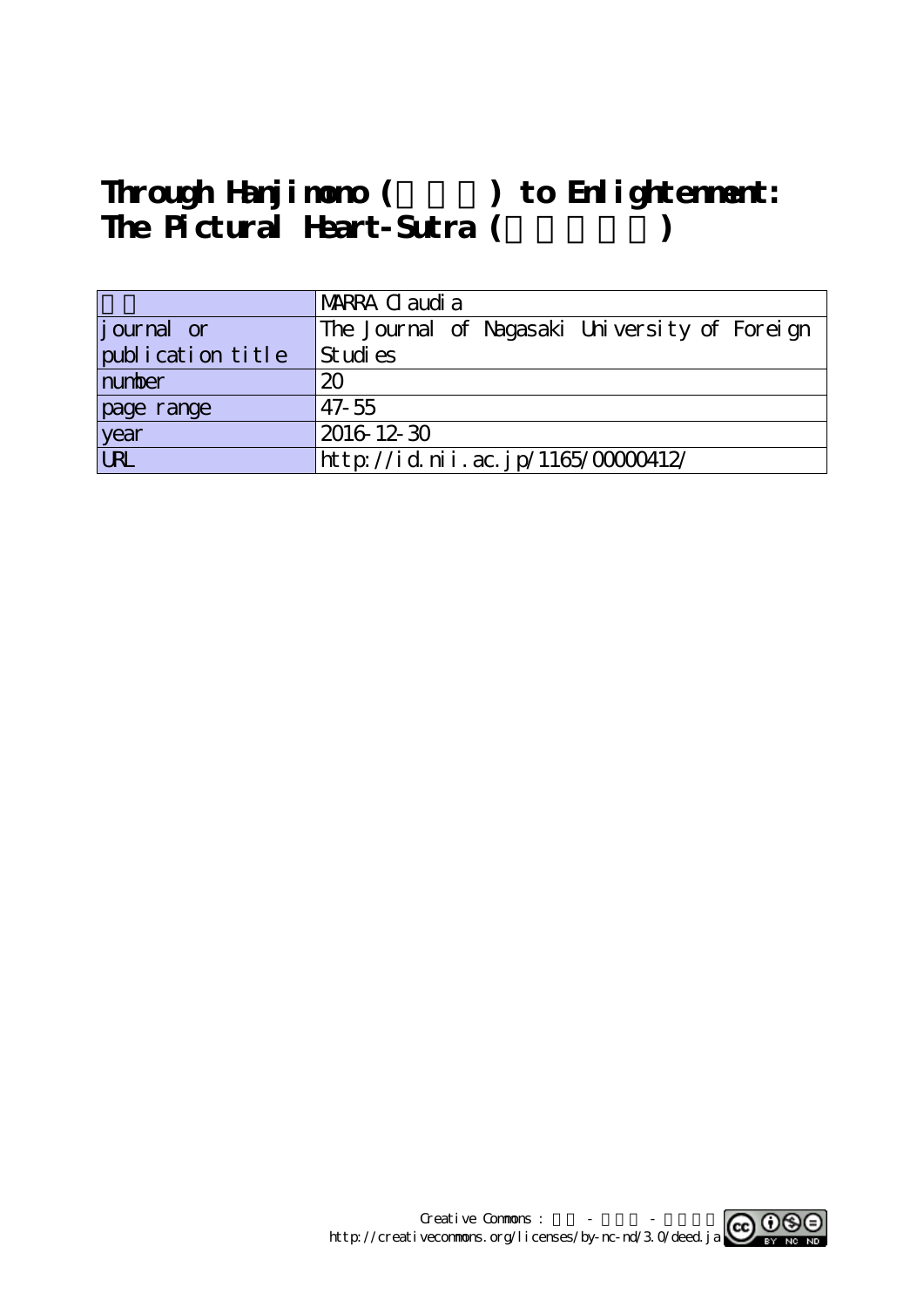# Through Hanjimono ( ) to Enlightenment: The Pictural Heart-Sutra ( )

| | |
|---|---|
| | MARRA Claudia |
| journal or publication title | The Journal of Nagasaki University of Foreign Studies |
| number | 20 |
| page range | 47-55 |
| year | 2016-12-30 |
| URL | http://id.nii.ac.jp/1165/00000412/ |

Creative Commons : - -
http://creativecommons.org/licenses/by-nc-nd/3.0/deed.ja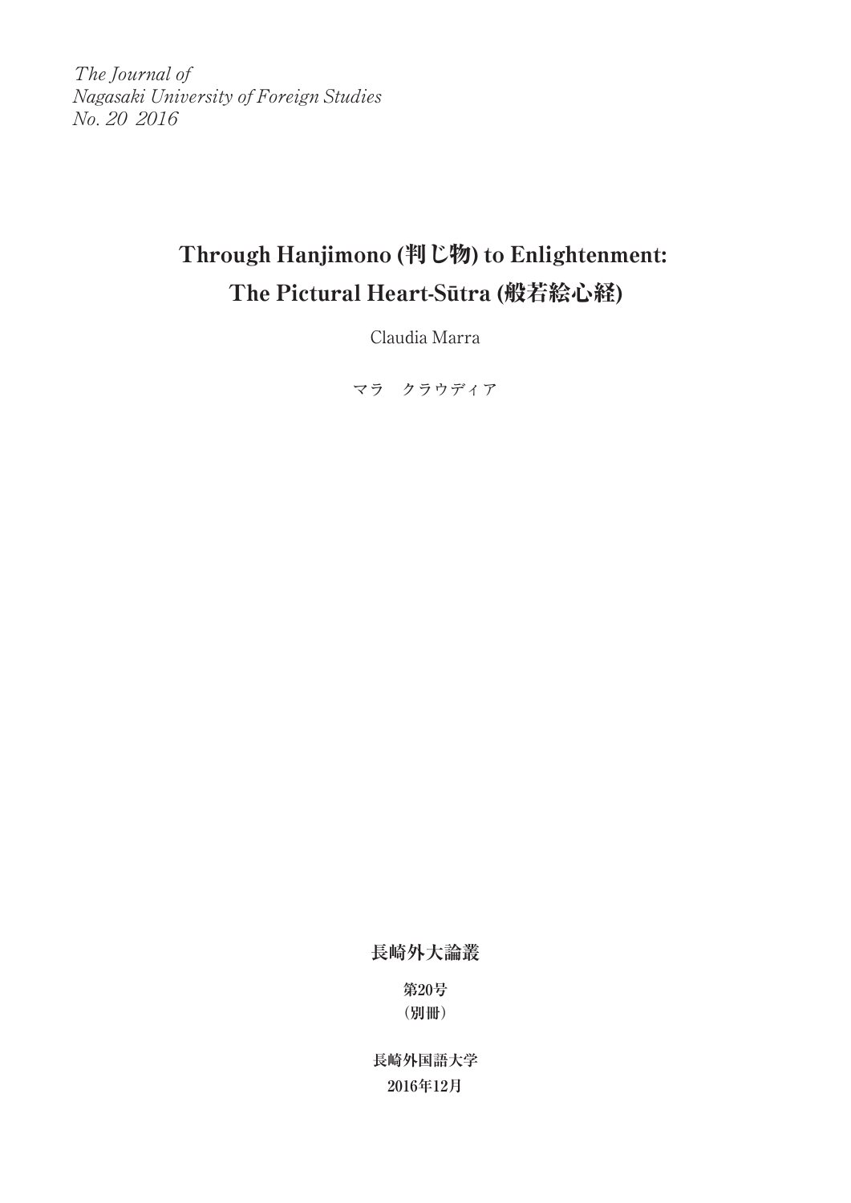*The Journal of*
*Nagasaki University of Foreign Studies*
*No. 20 2016*

# Through Hanjimono (判じ物) to Enlightenment: The Pictural Heart-Sūtra (般若絵心経)

Claudia Marra

マラ　クラウディア

**長崎外大論叢**

**第20号**
**（別冊）**

**長崎外国語大学**
**2016年12月**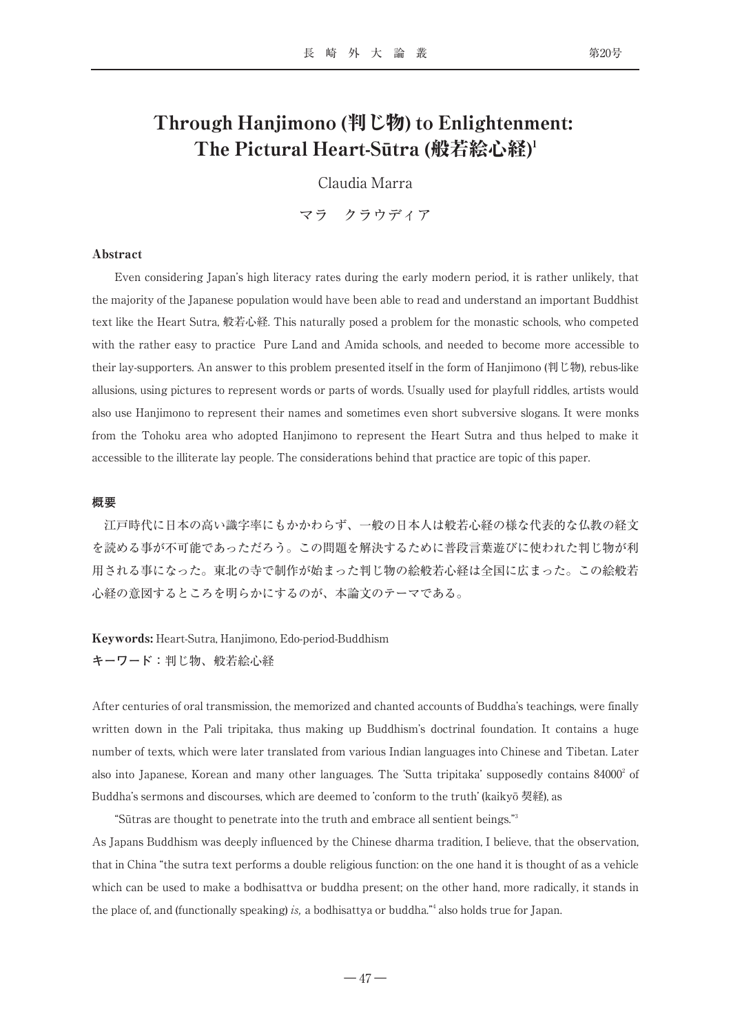# Through Hanjimono (判じ物) to Enlightenment: The Pictural Heart-Sūtra (般若絵心経)[1]

Claudia Marra

マラ　クラウディア

### Abstract

Even considering Japan's high literacy rates during the early modern period, it is rather unlikely, that the majority of the Japanese population would have been able to read and understand an important Buddhist text like the Heart Sutra, 般若心経. This naturally posed a problem for the monastic schools, who competed with the rather easy to practice Pure Land and Amida schools, and needed to become more accessible to their lay-supporters. An answer to this problem presented itself in the form of Hanjimono (判じ物), rebus-like allusions, using pictures to represent words or parts of words. Usually used for playfull riddles, artists would also use Hanjimono to represent their names and sometimes even short subversive slogans. It were monks from the Tohoku area who adopted Hanjimono to represent the Heart Sutra and thus helped to make it accessible to the illiterate lay people. The considerations behind that practice are topic of this paper.

### 概要

江戸時代に日本の高い識字率にもかかわらず、一般の日本人は般若心経の様な代表的な仏教の経文を読める事が不可能であっただろう。この問題を解決するために普段言葉遊びに使われた判じ物が利用される事になった。東北の寺で制作が始まった判じ物の絵般若心経は全国に広まった。この絵般若心経の意図するところを明らかにするのが、本論文のテーマである。

**Keywords:** Heart-Sutra, Hanjimono, Edo-period-Buddhism

**キーワード：**判じ物、般若絵心経

After centuries of oral transmission, the memorized and chanted accounts of Buddha's teachings, were finally written down in the Pali tripitaka, thus making up Buddhism's doctrinal foundation. It contains a huge number of texts, which were later translated from various Indian languages into Chinese and Tibetan. Later also into Japanese, Korean and many other languages. The 'Sutta tripitaka' supposedly contains 84000[2] of Buddha's sermons and discourses, which are deemed to 'conform to the truth' (kaikyō 契経), as

"Sūtras are thought to penetrate into the truth and embrace all sentient beings."[3]

As Japans Buddhism was deeply influenced by the Chinese dharma tradition, I believe, that the observation, that in China "the sutra text performs a double religious function: on the one hand it is thought of as a vehicle which can be used to make a bodhisattva or buddha present; on the other hand, more radically, it stands in the place of, and (functionally speaking) *is,* a bodhisattya or buddha."[4] also holds true for Japan.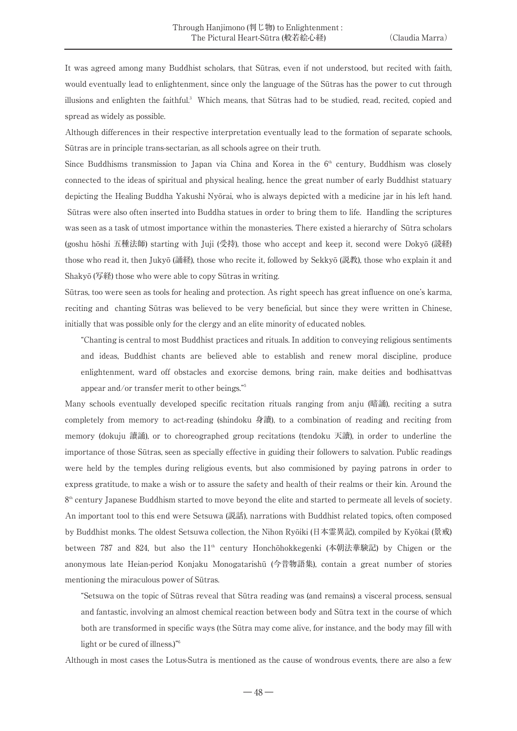It was agreed among many Buddhist scholars, that Sūtras, even if not understood, but recited with faith, would eventually lead to enlightenment, since only the language of the Sūtras has the power to cut through illusions and enlighten the faithful.[3] Which means, that Sūtras had to be studied, read, recited, copied and spread as widely as possible.

Although differences in their respective interpretation eventually lead to the formation of separate schools, Sūtras are in principle trans-sectarian, as all schools agree on their truth.

Since Buddhisms transmission to Japan via China and Korea in the 6th century, Buddhism was closely connected to the ideas of spiritual and physical healing, hence the great number of early Buddhist statuary depicting the Healing Buddha Yakushi Nyōrai, who is always depicted with a medicine jar in his left hand. Sūtras were also often inserted into Buddha statues in order to bring them to life. Handling the scriptures was seen as a task of utmost importance within the monasteries. There existed a hierarchy of Sūtra scholars (goshu hōshi 五種法師) starting with Juji (受持), those who accept and keep it, second were Dokyō (読経) those who read it, then Jukyō (誦経), those who recite it, followed by Sekkyō (説教), those who explain it and Shakyō (写経) those who were able to copy Sūtras in writing.

Sūtras, too were seen as tools for healing and protection. As right speech has great influence on one's karma, reciting and chanting Sūtras was believed to be very beneficial, but since they were written in Chinese, initially that was possible only for the clergy and an elite minority of educated nobles.

> "Chanting is central to most Buddhist practices and rituals. In addition to conveying religious sentiments and ideas, Buddhist chants are believed able to establish and renew moral discipline, produce enlightenment, ward off obstacles and exorcise demons, bring rain, make deities and bodhisattvas appear and/or transfer merit to other beings."[5]

Many schools eventually developed specific recitation rituals ranging from anju (暗誦), reciting a sutra completely from memory to act-reading (shindoku 身讀), to a combination of reading and reciting from memory (dokuju 讀誦), or to choreographed group recitations (tendoku 天讀), in order to underline the importance of those Sūtras, seen as specially effective in guiding their followers to salvation. Public readings were held by the temples during religious events, but also commisioned by paying patrons in order to express gratitude, to make a wish or to assure the safety and health of their realms or their kin. Around the 8th century Japanese Buddhism started to move beyond the elite and started to permeate all levels of society. An important tool to this end were Setsuwa (説話), narrations with Buddhist related topics, often composed by Buddhist monks. The oldest Setsuwa collection, the Nihon Ryōiki (日本霊異記), compiled by Kyōkai (景戒) between 787 and 824, but also the 11th century Honchōhokkegenki (本朝法華験記) by Chigen or the anonymous late Heian-period Konjaku Monogatarishū (今昔物語集), contain a great number of stories mentioning the miraculous power of Sūtras.

> "Setsuwa on the topic of Sūtras reveal that Sūtra reading was (and remains) a visceral process, sensual and fantastic, involving an almost chemical reaction between body and Sūtra text in the course of which both are transformed in specific ways (the Sūtra may come alive, for instance, and the body may fill with light or be cured of illness.)"[6]

Although in most cases the Lotus-Sutra is mentioned as the cause of wondrous events, there are also a few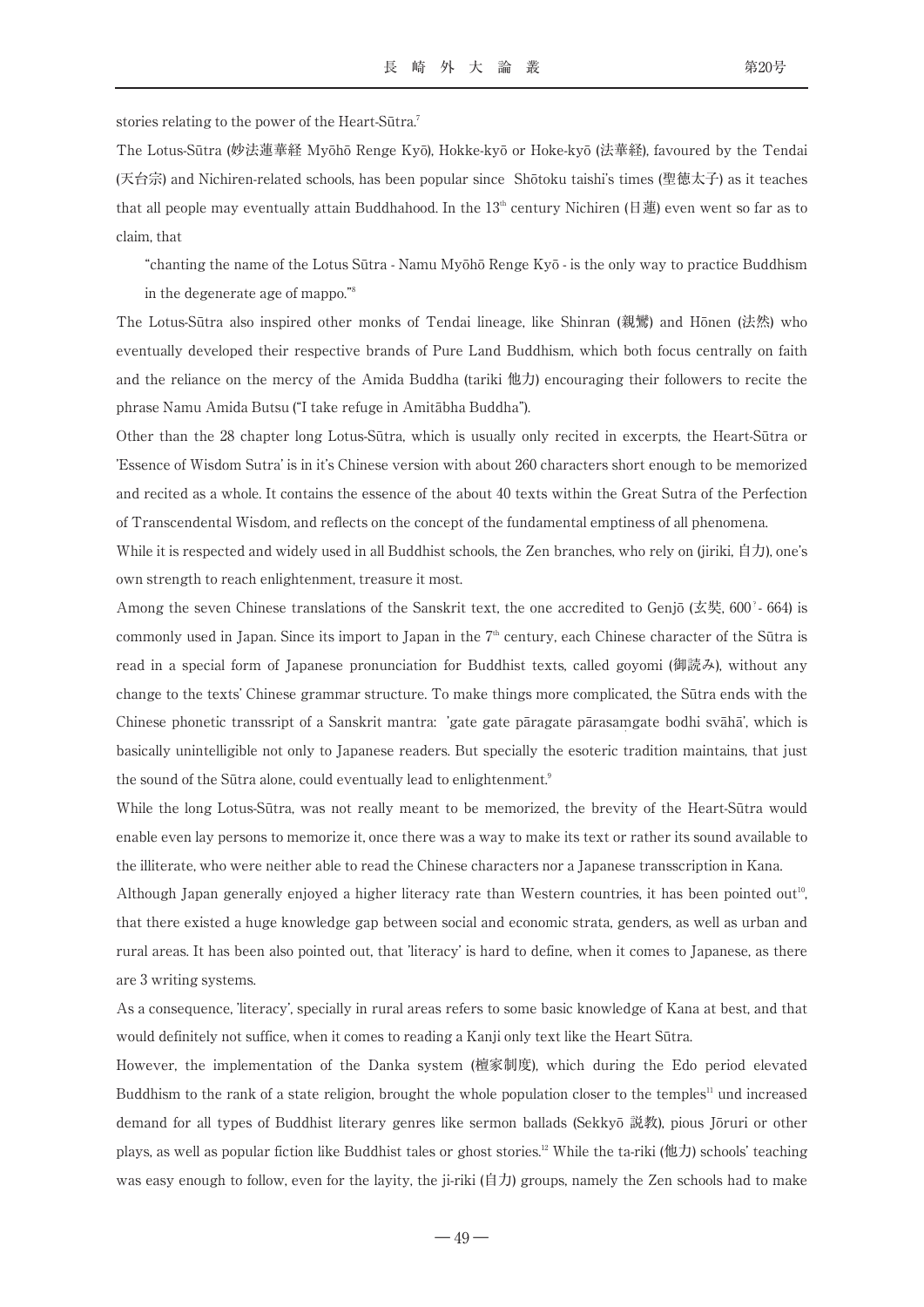stories relating to the power of the Heart-Sūtra.[7]

The Lotus-Sūtra (妙法蓮華経 Myōhō Renge Kyō), Hokke-kyō or Hoke-kyō (法華経), favoured by the Tendai (天台宗) and Nichiren-related schools, has been popular since Shōtoku taishi's times (聖徳太子) as it teaches that all people may eventually attain Buddhahood. In the 13th century Nichiren (日蓮) even went so far as to claim, that

> "chanting the name of the Lotus Sūtra - Namu Myōhō Renge Kyō - is the only way to practice Buddhism in the degenerate age of mappo."[8]

The Lotus-Sūtra also inspired other monks of Tendai lineage, like Shinran (親鸞) and Hōnen (法然) who eventually developed their respective brands of Pure Land Buddhism, which both focus centrally on faith and the reliance on the mercy of the Amida Buddha (tariki 他力) encouraging their followers to recite the phrase Namu Amida Butsu ("I take refuge in Amitābha Buddha").

Other than the 28 chapter long Lotus-Sūtra, which is usually only recited in excerpts, the Heart-Sūtra or 'Essence of Wisdom Sutra' is in it's Chinese version with about 260 characters short enough to be memorized and recited as a whole. It contains the essence of the about 40 texts within the Great Sutra of the Perfection of Transcendental Wisdom, and reflects on the concept of the fundamental emptiness of all phenomena.

While it is respected and widely used in all Buddhist schools, the Zen branches, who rely on (jiriki, 自力), one's own strength to reach enlightenment, treasure it most.

Among the seven Chinese translations of the Sanskrit text, the one accredited to Genjō (玄奘, 600?- 664) is commonly used in Japan. Since its import to Japan in the 7th century, each Chinese character of the Sūtra is read in a special form of Japanese pronunciation for Buddhist texts, called goyomi (御読み), without any change to the texts' Chinese grammar structure. To make things more complicated, the Sūtra ends with the Chinese phonetic transsript of a Sanskrit mantra: 'gate gate pāragate pārasaṃgate bodhi svāhā', which is basically unintelligible not only to Japanese readers. But specially the esoteric tradition maintains, that just the sound of the Sūtra alone, could eventually lead to enlightenment.[9]

While the long Lotus-Sūtra, was not really meant to be memorized, the brevity of the Heart-Sūtra would enable even lay persons to memorize it, once there was a way to make its text or rather its sound available to the illiterate, who were neither able to read the Chinese characters nor a Japanese transscription in Kana.

Although Japan generally enjoyed a higher literacy rate than Western countries, it has been pointed out[10], that there existed a huge knowledge gap between social and economic strata, genders, as well as urban and rural areas. It has been also pointed out, that 'literacy' is hard to define, when it comes to Japanese, as there are 3 writing systems.

As a consequence, 'literacy', specially in rural areas refers to some basic knowledge of Kana at best, and that would definitely not suffice, when it comes to reading a Kanji only text like the Heart Sūtra.

However, the implementation of the Danka system (檀家制度), which during the Edo period elevated Buddhism to the rank of a state religion, brought the whole population closer to the temples[11] und increased demand for all types of Buddhist literary genres like sermon ballads (Sekkyō 説教), pious Jōruri or other plays, as well as popular fiction like Buddhist tales or ghost stories.[12] While the ta-riki (他力) schools' teaching was easy enough to follow, even for the layity, the ji-riki (自力) groups, namely the Zen schools had to make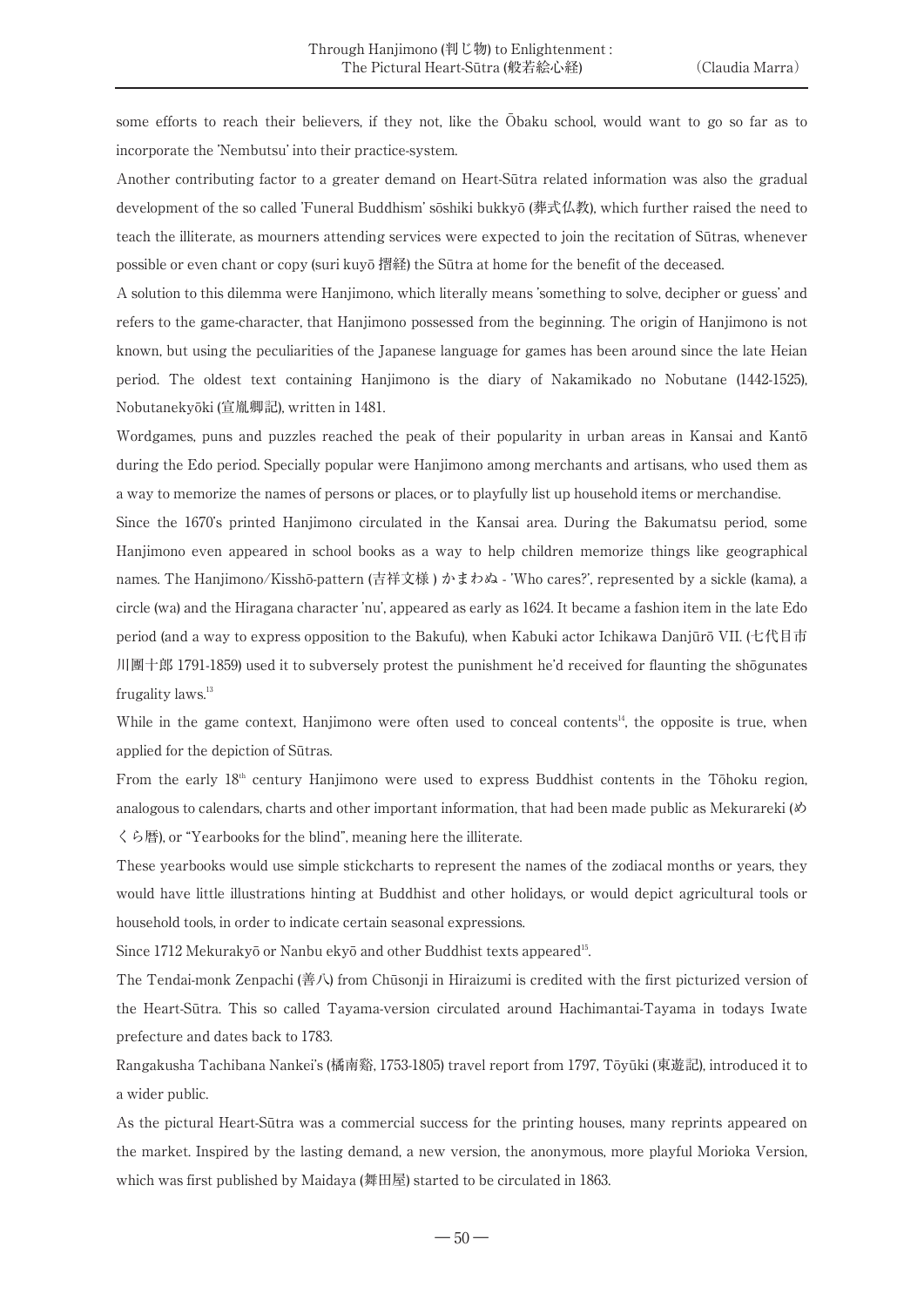some efforts to reach their believers, if they not, like the Ōbaku school, would want to go so far as to incorporate the 'Nembutsu' into their practice-system.

Another contributing factor to a greater demand on Heart-Sūtra related information was also the gradual development of the so called 'Funeral Buddhism' sōshiki bukkyō (葬式仏教), which further raised the need to teach the illiterate, as mourners attending services were expected to join the recitation of Sūtras, whenever possible or even chant or copy (suri kuyō 摺経) the Sūtra at home for the benefit of the deceased.

A solution to this dilemma were Hanjimono, which literally means 'something to solve, decipher or guess' and refers to the game-character, that Hanjimono possessed from the beginning. The origin of Hanjimono is not known, but using the peculiarities of the Japanese language for games has been around since the late Heian period. The oldest text containing Hanjimono is the diary of Nakamikado no Nobutane (1442-1525), Nobutanekyōki (宣胤卿記), written in 1481.

Wordgames, puns and puzzles reached the peak of their popularity in urban areas in Kansai and Kantō during the Edo period. Specially popular were Hanjimono among merchants and artisans, who used them as a way to memorize the names of persons or places, or to playfully list up household items or merchandise.

Since the 1670's printed Hanjimono circulated in the Kansai area. During the Bakumatsu period, some Hanjimono even appeared in school books as a way to help children memorize things like geographical names. The Hanjimono/Kisshō-pattern (吉祥文様 ) かまわぬ - 'Who cares?', represented by a sickle (kama), a circle (wa) and the Hiragana character 'nu', appeared as early as 1624. It became a fashion item in the late Edo period (and a way to express opposition to the Bakufu), when Kabuki actor Ichikawa Danjūrō VII. (七代目市川團十郎 1791-1859) used it to subversely protest the punishment he'd received for flaunting the shōgunates frugality laws.[13]

While in the game context, Hanjimono were often used to conceal contents[14], the opposite is true, when applied for the depiction of Sūtras.

From the early 18th century Hanjimono were used to express Buddhist contents in the Tōhoku region, analogous to calendars, charts and other important information, that had been made public as Mekurareki (めくら暦), or "Yearbooks for the blind", meaning here the illiterate.

These yearbooks would use simple stickcharts to represent the names of the zodiacal months or years, they would have little illustrations hinting at Buddhist and other holidays, or would depict agricultural tools or household tools, in order to indicate certain seasonal expressions.

Since 1712 Mekurakyō or Nanbu ekyō and other Buddhist texts appeared[15].

The Tendai-monk Zenpachi (善八) from Chūsonji in Hiraizumi is credited with the first picturized version of the Heart-Sūtra. This so called Tayama-version circulated around Hachimantai-Tayama in todays Iwate prefecture and dates back to 1783.

Rangakusha Tachibana Nankei's (橘南谿, 1753-1805) travel report from 1797, Tōyūki (東遊記), introduced it to a wider public.

As the pictural Heart-Sūtra was a commercial success for the printing houses, many reprints appeared on the market. Inspired by the lasting demand, a new version, the anonymous, more playful Morioka Version, which was first published by Maidaya (舞田屋) started to be circulated in 1863.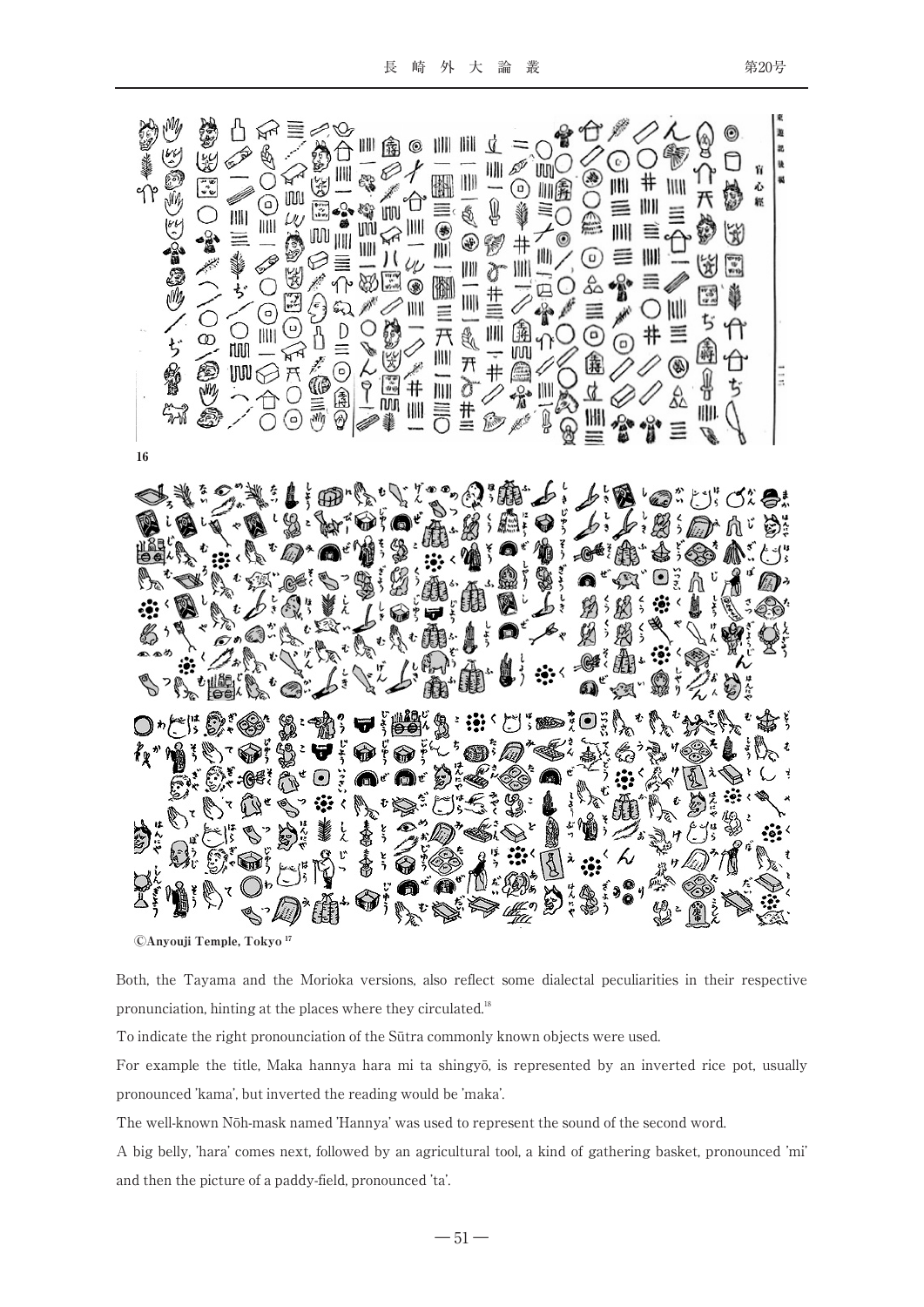16

©Anyouji Temple, Tokyo [17]

Both, the Tayama and the Morioka versions, also reflect some dialectal peculiarities in their respective pronunciation, hinting at the places where they circulated.[18]

To indicate the right pronounciation of the Sūtra commonly known objects were used.

For example the title, Maka hannya hara mi ta shingyō, is represented by an inverted rice pot, usually pronounced 'kama', but inverted the reading would be 'maka'.

The well-known Nōh-mask named 'Hannya' was used to represent the sound of the second word.

A big belly, 'hara' comes next, followed by an agricultural tool, a kind of gathering basket, pronounced 'mi' and then the picture of a paddy-field, pronounced 'ta'.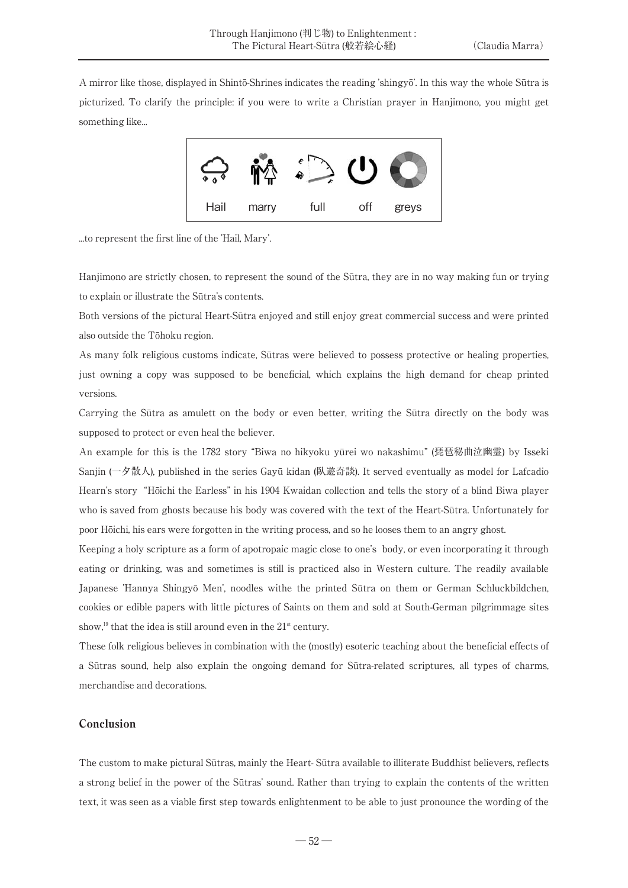A mirror like those, displayed in Shintō-Shrines indicates the reading 'shingyō'. In this way the whole Sūtra is picturized. To clarify the principle: if you were to write a Christian prayer in Hanjimono, you might get something like...

Hail marry full off greys

...to represent the first line of the 'Hail, Mary'.

Hanjimono are strictly chosen, to represent the sound of the Sūtra, they are in no way making fun or trying to explain or illustrate the Sūtra's contents.

Both versions of the pictural Heart-Sūtra enjoyed and still enjoy great commercial success and were printed also outside the Tōhoku region.

As many folk religious customs indicate, Sūtras were believed to possess protective or healing properties, just owning a copy was supposed to be beneficial, which explains the high demand for cheap printed versions.

Carrying the Sūtra as amulett on the body or even better, writing the Sūtra directly on the body was supposed to protect or even heal the believer.

An example for this is the 1782 story "Biwa no hikyoku yūrei wo nakashimu" (琵琶秘曲泣幽霊) by Isseki Sanjin (一夕散人), published in the series Gayū kidan (臥遊奇談). It served eventually as model for Lafcadio Hearn's story "Hōichi the Earless" in his 1904 Kwaidan collection and tells the story of a blind Biwa player who is saved from ghosts because his body was covered with the text of the Heart-Sūtra. Unfortunately for poor Hōichi, his ears were forgotten in the writing process, and so he looses them to an angry ghost.

Keeping a holy scripture as a form of apotropaic magic close to one's body, or even incorporating it through eating or drinking, was and sometimes is still is practiced also in Western culture. The readily available Japanese 'Hannya Shingyō Men', noodles withe the printed Sūtra on them or German Schluckbildchen, cookies or edible papers with little pictures of Saints on them and sold at South-German pilgrimmage sites show,[19] that the idea is still around even in the 21st century.

These folk religious believes in combination with the (mostly) esoteric teaching about the beneficial effects of a Sūtras sound, help also explain the ongoing demand for Sūtra-related scriptures, all types of charms, merchandise and decorations.

## Conclusion

The custom to make pictural Sūtras, mainly the Heart- Sūtra available to illiterate Buddhist believers, reflects a strong belief in the power of the Sūtras' sound. Rather than trying to explain the contents of the written text, it was seen as a viable first step towards enlightenment to be able to just pronounce the wording of the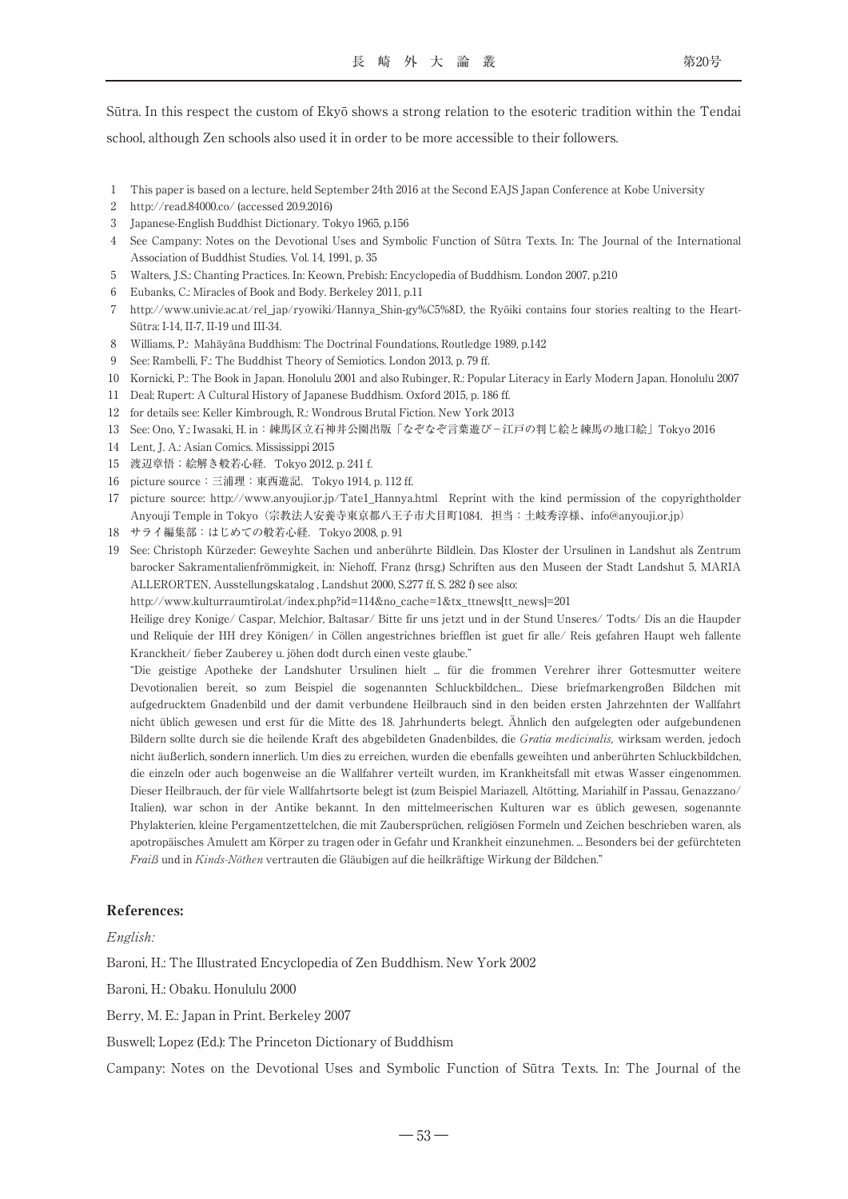Sūtra. In this respect the custom of Ekyō shows a strong relation to the esoteric tradition within the Tendai school, although Zen schools also used it in order to be more accessible to their followers.

1 This paper is based on a lecture, held September 24th 2016 at the Second EAJS Japan Conference at Kobe University
2 http://read.84000.co/ (accessed 20.9.2016)
3 Japanese-English Buddhist Dictionary. Tokyo 1965, p.156
4 See Campany: Notes on the Devotional Uses and Symbolic Function of Sūtra Texts. In: The Journal of the International Association of Buddhist Studies. Vol. 14, 1991, p. 35
5 Walters, J.S.: Chanting Practices. In: Keown, Prebish: Encyclopedia of Buddhism. London 2007, p.210
6 Eubanks, C.: Miracles of Book and Body. Berkeley 2011, p.11
7 http://www.univie.ac.at/rel_jap/ryowiki/Hannya_Shin-gy%C5%8D, the Ryōiki contains four stories realting to the Heart-Sūtra: I-14, II-7, II-19 und III-34.
8 Williams, P.: Mahāyāna Buddhism: The Doctrinal Foundations, Routledge 1989, p.142
9 See: Rambelli, F.: The Buddhist Theory of Semiotics. London 2013, p. 79 ff.
10 Kornicki, P.: The Book in Japan. Honolulu 2001 and also Rubinger, R.: Popular Literacy in Early Modern Japan. Honolulu 2007
11 Deal; Rupert: A Cultural History of Japanese Buddhism. Oxford 2015, p. 186 ff.
12 for details see: Keller Kimbrough, R.: Wondrous Brutal Fiction. New York 2013
13 See: Ono, Y.; Iwasaki, H. in：練馬区立石神井公園出版「なぞなぞ言葉遊び－江戸の判じ絵と練馬の地口絵」Tokyo 2016
14 Lent, J. A.: Asian Comics. Mississippi 2015
15 渡辺章悟；絵解き般若心経. Tokyo 2012, p. 241 f.
16 picture source：三浦理：東西遊記. Tokyo 1914, p. 112 ff.
17 picture source: http://www.anyouji.or.jp/Tate1_Hannya.html Reprint with the kind permission of the copyrightholder Anyouji Temple in Tokyo（宗教法人安養寺東京都八王子市犬目町1084, 担当：土岐秀淳様、info@anyouji.or.jp）
18 サライ編集部：はじめての般若心経. Tokyo 2008, p. 91
19 See: Christoph Kürzeder: Geweyhte Sachen und anberührte Bildlein. Das Kloster der Ursulinen in Landshut als Zentrum barocker Sakramentalienfrömmigkeit, in: Niehoff, Franz (hrsg.) Schriften aus den Museen der Stadt Landshut 5, MARIA ALLERORTEN, Ausstellungskatalog , Landshut 2000, S.277 ff, S. 282 f) see also:
http://www.kulturraumtirol.at/index.php?id=114&no_cache=1&tx_ttnews[tt_news]=201
Heilige drey Konige/ Caspar, Melchior, Baltasar/ Bitte fir uns jetzt und in der Stund Unseres/ Todts/ Dis an die Haupder und Reliquie der HH drey Königen/ in Cöllen angestrichnes briefflen ist guet fir alle/ Reis gefahren Haupt weh fallente Kranckheit/ fieber Zauberey u. jöhen dodt durch einen veste glaube."
"Die geistige Apotheke der Landshuter Ursulinen hielt ... für die frommen Verehrer ihrer Gottesmutter weitere Devotionalien bereit, so zum Beispiel die sogenannten Schluckbildchen... Diese briefmarkengroßen Bildchen mit aufgedrucktem Gnadenbild und der damit verbundene Heilbrauch sind in den beiden ersten Jahrzehnten der Wallfahrt nicht üblich gewesen und erst für die Mitte des 18. Jahrhunderts belegt. Ähnlich den aufgelegten oder aufgebundenen Bildern sollte durch sie die heilende Kraft des abgebildeten Gnadenbildes, die *Gratia medicinalis,* wirksam werden, jedoch nicht äußerlich, sondern innerlich. Um dies zu erreichen, wurden die ebenfalls geweihten und anberührten Schluckbildchen, die einzeln oder auch bogenweise an die Wallfahrer verteilt wurden, im Krankheitsfall mit etwas Wasser eingenommen. Dieser Heilbrauch, der für viele Wallfahrtsorte belegt ist (zum Beispiel Mariazell, Altötting, Mariahilf in Passau, Genazzano/ Italien), war schon in der Antike bekannt. In den mittelmeerischen Kulturen war es üblich gewesen, sogenannte Phylakterien, kleine Pergamentzettelchen, die mit Zaubersprüchen, religiösen Formeln und Zeichen beschrieben waren, als apotropäisches Amulett am Körper zu tragen oder in Gefahr und Krankheit einzunehmen. ... Besonders bei der gefürchteten *Fraiß* und in *Kinds-Nöthen* vertrauten die Gläubigen auf die heilkräftige Wirkung der Bildchen."

## References:

*English:*

Baroni, H.: The Illustrated Encyclopedia of Zen Buddhism. New York 2002

Baroni, H.: Obaku. Honululu 2000

Berry, M. E.: Japan in Print. Berkeley 2007

Buswell; Lopez (Ed.): The Princeton Dictionary of Buddhism

Campany: Notes on the Devotional Uses and Symbolic Function of Sūtra Texts. In: The Journal of the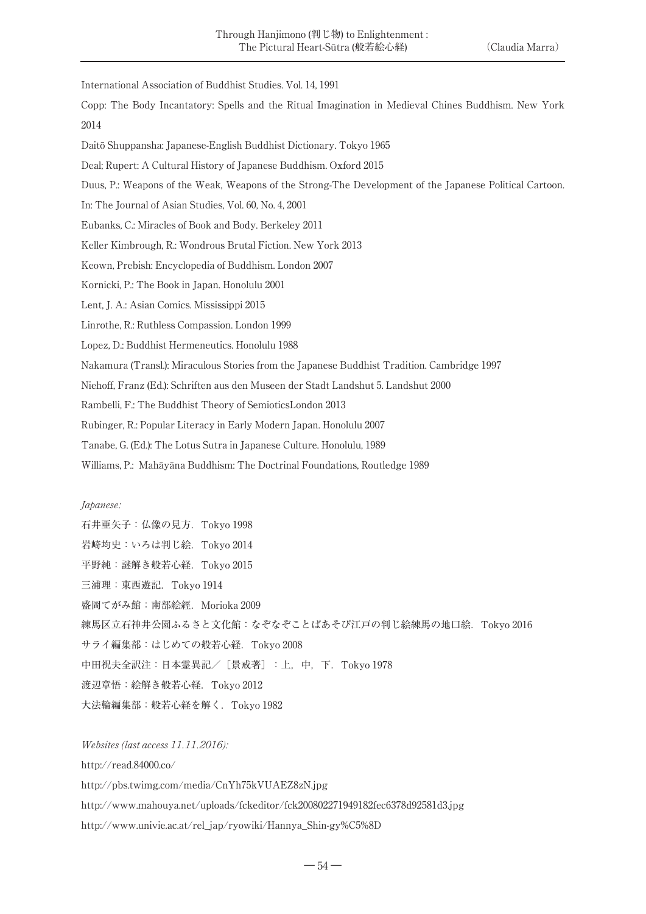International Association of Buddhist Studies. Vol. 14, 1991

Copp: The Body Incantatory: Spells and the Ritual Imagination in Medieval Chines Buddhism. New York 2014

Daitō Shuppansha: Japanese-English Buddhist Dictionary. Tokyo 1965

Deal; Rupert: A Cultural History of Japanese Buddhism. Oxford 2015

Duus, P.: Weapons of the Weak, Weapons of the Strong-The Development of the Japanese Political Cartoon. In: The Journal of Asian Studies, Vol. 60, No. 4, 2001

Eubanks, C.: Miracles of Book and Body. Berkeley 2011

Keller Kimbrough, R.: Wondrous Brutal Fiction. New York 2013

Keown, Prebish: Encyclopedia of Buddhism. London 2007

Kornicki, P.: The Book in Japan. Honolulu 2001

Lent, J. A.: Asian Comics. Mississippi 2015

Linrothe, R.: Ruthless Compassion. London 1999

Lopez, D.: Buddhist Hermeneutics. Honolulu 1988

Nakamura (Transl.): Miraculous Stories from the Japanese Buddhist Tradition. Cambridge 1997

Niehoff, Franz (Ed.): Schriften aus den Museen der Stadt Landshut 5. Landshut 2000

Rambelli, F.: The Buddhist Theory of SemioticsLondon 2013

Rubinger, R.: Popular Literacy in Early Modern Japan. Honolulu 2007

Tanabe, G. (Ed.): The Lotus Sutra in Japanese Culture. Honolulu, 1989

Williams, P.: Mahāyāna Buddhism: The Doctrinal Foundations, Routledge 1989

*Japanese:*

石井亜矢子：仏像の見方. Tokyo 1998

岩崎均史：いろは判じ絵. Tokyo 2014

平野純：謎解き般若心経. Tokyo 2015

三浦理：東西遊記. Tokyo 1914

盛岡てがみ館：南部絵經. Morioka 2009

練馬区立石神井公園ふるさと文化館：なぞなぞことばあそび江戸の判じ絵練馬の地口絵. Tokyo 2016

サライ編集部：はじめての般若心経. Tokyo 2008

中田祝夫全訳注：日本霊異記／［景戒著］：上，中，下. Tokyo 1978

渡辺章悟：絵解き般若心経. Tokyo 2012

大法輪編集部：般若心経を解く. Tokyo 1982

*Websites (last access 11.11.2016):*

http://read.84000.co/

http://pbs.twimg.com/media/CnYh75kVUAEZ8zN.jpg

http://www.mahouya.net/uploads/fckeditor/fck200802271949182fec6378d92581d3.jpg

http://www.univie.ac.at/rel_jap/ryowiki/Hannya_Shin-gy%C5%8D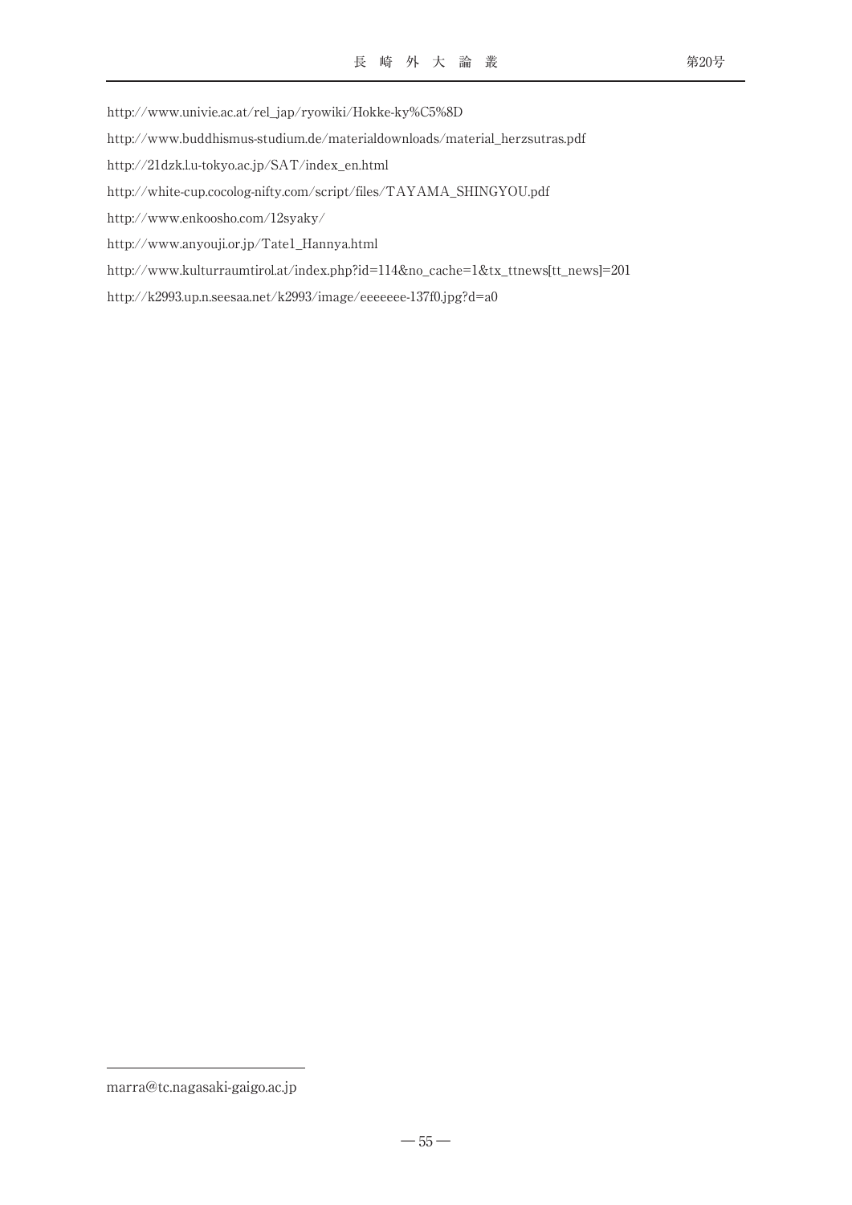http://www.univie.ac.at/rel_jap/ryowiki/Hokke-ky%C5%8D

http://www.buddhismus-studium.de/materialdownloads/material_herzsutras.pdf

http://21dzk.l.u-tokyo.ac.jp/SAT/index_en.html

http://white-cup.cocolog-nifty.com/script/files/TAYAMA_SHINGYOU.pdf

http://www.enkoosho.com/12syaky/

http://www.anyouji.or.jp/Tate1_Hannya.html

http://www.kulturraumtirol.at/index.php?id=114&no_cache=1&tx_ttnews[tt_news]=201

http://k2993.up.n.seesaa.net/k2993/image/eeeeeee-137f0.jpg?d=a0

---

marra@tc.nagasaki-gaigo.ac.jp